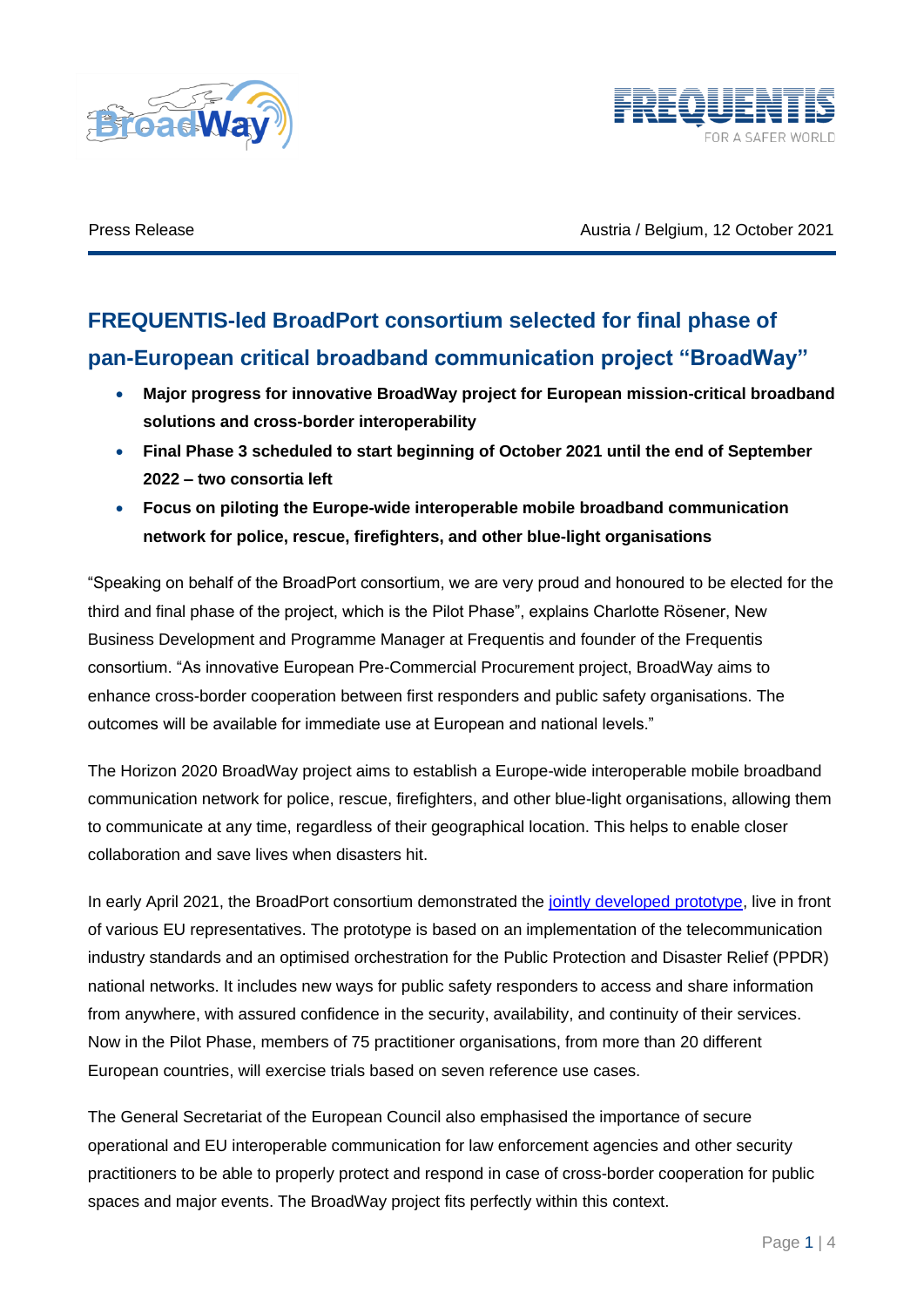Press Release

Austria / Belgium, 12 October 2021

# FREQUENTIS-led BroadPort consortium selected for final phase of pan-European critical broadband communication project "BroadWay"

- **Major progress for innovative BroadWay project for European mission-critical broadband solutions and cross-border interoperability**
- **Final Phase 3 scheduled to start beginning of October 2021 until the end of September 2022 – two consortia left**
- **Focus on piloting the Europe-wide interoperable mobile broadband communication network for police, rescue, firefighters, and other blue-light organisations**

"Speaking on behalf of the BroadPort consortium, we are very proud and honoured to be elected for the third and final phase of the project, which is the Pilot Phase", explains Charlotte Rösener, New Business Development and Programme Manager at Frequentis and founder of the Frequentis consortium. "As innovative European Pre-Commercial Procurement project, BroadWay aims to enhance cross-border cooperation between first responders and public safety organisations. The outcomes will be available for immediate use at European and national levels."

The Horizon 2020 BroadWay project aims to establish a Europe-wide interoperable mobile broadband communication network for police, rescue, firefighters, and other blue-light organisations, allowing them to communicate at any time, regardless of their geographical location. This helps to enable closer collaboration and save lives when disasters hit.

In early April 2021, the BroadPort consortium demonstrated the jointly developed prototype, live in front of various EU representatives. The prototype is based on an implementation of the telecommunication industry standards and an optimised orchestration for the Public Protection and Disaster Relief (PPDR) national networks. It includes new ways for public safety responders to access and share information from anywhere, with assured confidence in the security, availability, and continuity of their services. Now in the Pilot Phase, members of 75 practitioner organisations, from more than 20 different European countries, will exercise trials based on seven reference use cases.

The General Secretariat of the European Council also emphasised the importance of secure operational and EU interoperable communication for law enforcement agencies and other security practitioners to be able to properly protect and respond in case of cross-border cooperation for public spaces and major events. The BroadWay project fits perfectly within this context.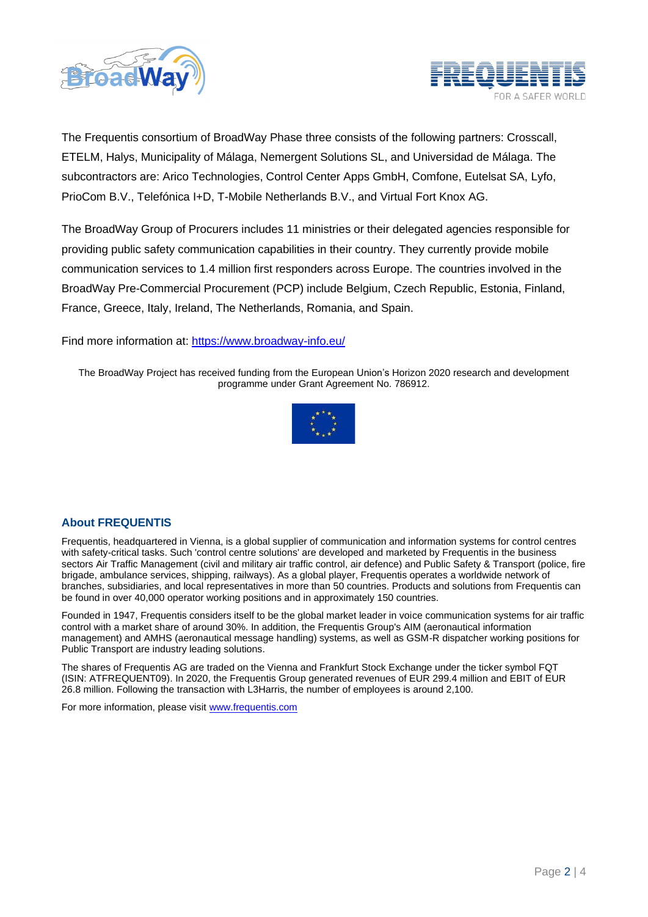The Frequentis consortium of BroadWay Phase three consists of the following partners: Crosscall, ETELM, Halys, Municipality of Málaga, Nemergent Solutions SL, and Universidad de Málaga. The subcontractors are: Arico Technologies, Control Center Apps GmbH, Comfone, Eutelsat SA, Lyfo, PrioCom B.V., Telefónica I+D, T-Mobile Netherlands B.V., and Virtual Fort Knox AG.

The BroadWay Group of Procurers includes 11 ministries or their delegated agencies responsible for providing public safety communication capabilities in their country. They currently provide mobile communication services to 1.4 million first responders across Europe. The countries involved in the BroadWay Pre-Commercial Procurement (PCP) include Belgium, Czech Republic, Estonia, Finland, France, Greece, Italy, Ireland, The Netherlands, Romania, and Spain.

Find more information at: [https://www.broadway-info.eu/](https://www.broadway-info.eu/)

The BroadWay Project has received funding from the European Union's Horizon 2020 research and development programme under Grant Agreement No. 786912.

## About FREQUENTIS

Frequentis, headquartered in Vienna, is a global supplier of communication and information systems for control centres with safety-critical tasks. Such 'control centre solutions' are developed and marketed by Frequentis in the business sectors Air Traffic Management (civil and military air traffic control, air defence) and Public Safety & Transport (police, fire brigade, ambulance services, shipping, railways). As a global player, Frequentis operates a worldwide network of branches, subsidiaries, and local representatives in more than 50 countries. Products and solutions from Frequentis can be found in over 40,000 operator working positions and in approximately 150 countries.

Founded in 1947, Frequentis considers itself to be the global market leader in voice communication systems for air traffic control with a market share of around 30%. In addition, the Frequentis Group's AIM (aeronautical information management) and AMHS (aeronautical message handling) systems, as well as GSM-R dispatcher working positions for Public Transport are industry leading solutions.

The shares of Frequentis AG are traded on the Vienna and Frankfurt Stock Exchange under the ticker symbol FQT (ISIN: ATFREQUENT09). In 2020, the Frequentis Group generated revenues of EUR 299.4 million and EBIT of EUR 26.8 million. Following the transaction with L3Harris, the number of employees is around 2,100.

For more information, please visit [www.frequentis.com](www.frequentis.com)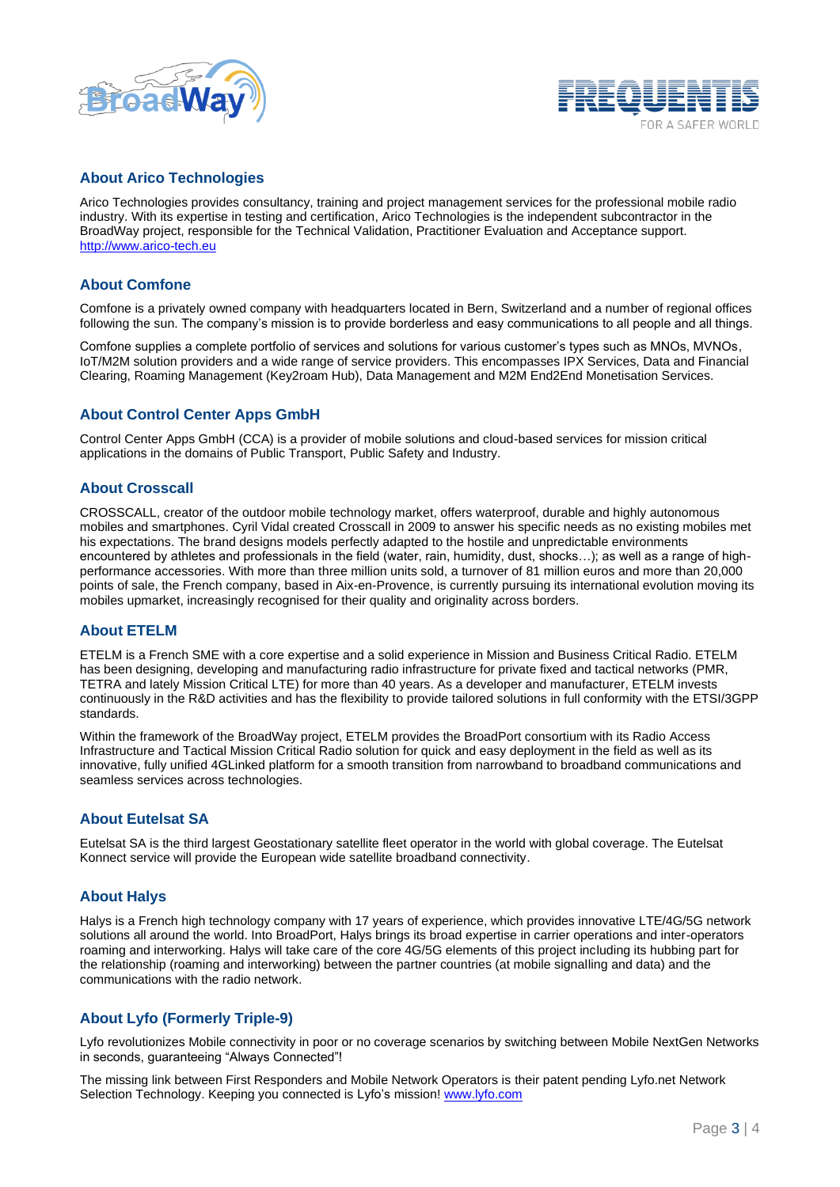## About Arico Technologies

Arico Technologies provides consultancy, training and project management services for the professional mobile radio industry. With its expertise in testing and certification, Arico Technologies is the independent subcontractor in the BroadWay project, responsible for the Technical Validation, Practitioner Evaluation and Acceptance support. http://www.arico-tech.eu

## About Comfone

Comfone is a privately owned company with headquarters located in Bern, Switzerland and a number of regional offices following the sun. The company's mission is to provide borderless and easy communications to all people and all things.

Comfone supplies a complete portfolio of services and solutions for various customer's types such as MNOs, MVNOs, IoT/M2M solution providers and a wide range of service providers. This encompasses IPX Services, Data and Financial Clearing, Roaming Management (Key2roam Hub), Data Management and M2M End2End Monetisation Services.

## About Control Center Apps GmbH

Control Center Apps GmbH (CCA) is a provider of mobile solutions and cloud-based services for mission critical applications in the domains of Public Transport, Public Safety and Industry.

## About Crosscall

CROSSCALL, creator of the outdoor mobile technology market, offers waterproof, durable and highly autonomous mobiles and smartphones. Cyril Vidal created Crosscall in 2009 to answer his specific needs as no existing mobiles met his expectations. The brand designs models perfectly adapted to the hostile and unpredictable environments encountered by athletes and professionals in the field (water, rain, humidity, dust, shocks…); as well as a range of high-performance accessories. With more than three million units sold, a turnover of 81 million euros and more than 20,000 points of sale, the French company, based in Aix-en-Provence, is currently pursuing its international evolution moving its mobiles upmarket, increasingly recognised for their quality and originality across borders.

## About ETELM

ETELM is a French SME with a core expertise and a solid experience in Mission and Business Critical Radio. ETELM has been designing, developing and manufacturing radio infrastructure for private fixed and tactical networks (PMR, TETRA and lately Mission Critical LTE) for more than 40 years. As a developer and manufacturer, ETELM invests continuously in the R&D activities and has the flexibility to provide tailored solutions in full conformity with the ETSI/3GPP standards.

Within the framework of the BroadWay project, ETELM provides the BroadPort consortium with its Radio Access Infrastructure and Tactical Mission Critical Radio solution for quick and easy deployment in the field as well as its innovative, fully unified 4GLinked platform for a smooth transition from narrowband to broadband communications and seamless services across technologies.

## About Eutelsat SA

Eutelsat SA is the third largest Geostationary satellite fleet operator in the world with global coverage. The Eutelsat Konnect service will provide the European wide satellite broadband connectivity.

## About Halys

Halys is a French high technology company with 17 years of experience, which provides innovative LTE/4G/5G network solutions all around the world. Into BroadPort, Halys brings its broad expertise in carrier operations and inter-operators roaming and interworking. Halys will take care of the core 4G/5G elements of this project including its hubbing part for the relationship (roaming and interworking) between the partner countries (at mobile signalling and data) and the communications with the radio network.

## About Lyfo (Formerly Triple-9)

Lyfo revolutionizes Mobile connectivity in poor or no coverage scenarios by switching between Mobile NextGen Networks in seconds, guaranteeing "Always Connected"!

The missing link between First Responders and Mobile Network Operators is their patent pending Lyfo.net Network Selection Technology. Keeping you connected is Lyfo's mission! www.lyfo.com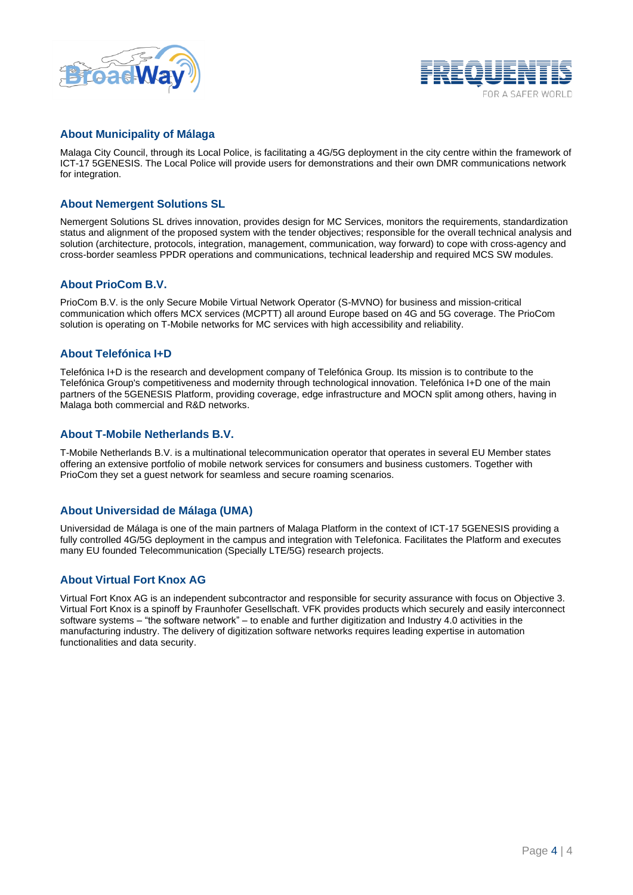## About Municipality of Málaga

Malaga City Council, through its Local Police, is facilitating a 4G/5G deployment in the city centre within the framework of ICT-17 5GENESIS. The Local Police will provide users for demonstrations and their own DMR communications network for integration.

## About Nemergent Solutions SL

Nemergent Solutions SL drives innovation, provides design for MC Services, monitors the requirements, standardization status and alignment of the proposed system with the tender objectives; responsible for the overall technical analysis and solution (architecture, protocols, integration, management, communication, way forward) to cope with cross-agency and cross-border seamless PPDR operations and communications, technical leadership and required MCS SW modules.

## About PrioCom B.V.

PrioCom B.V. is the only Secure Mobile Virtual Network Operator (S-MVNO) for business and mission-critical communication which offers MCX services (MCPTT) all around Europe based on 4G and 5G coverage. The PrioCom solution is operating on T-Mobile networks for MC services with high accessibility and reliability.

## About Telefónica I+D

Telefónica I+D is the research and development company of Telefónica Group. Its mission is to contribute to the Telefónica Group's competitiveness and modernity through technological innovation. Telefónica I+D one of the main partners of the 5GENESIS Platform, providing coverage, edge infrastructure and MOCN split among others, having in Malaga both commercial and R&D networks.

## About T-Mobile Netherlands B.V.

T-Mobile Netherlands B.V. is a multinational telecommunication operator that operates in several EU Member states offering an extensive portfolio of mobile network services for consumers and business customers. Together with PrioCom they set a guest network for seamless and secure roaming scenarios.

## About Universidad de Málaga (UMA)

Universidad de Málaga is one of the main partners of Malaga Platform in the context of ICT-17 5GENESIS providing a fully controlled 4G/5G deployment in the campus and integration with Telefonica. Facilitates the Platform and executes many EU founded Telecommunication (Specially LTE/5G) research projects.

## About Virtual Fort Knox AG

Virtual Fort Knox AG is an independent subcontractor and responsible for security assurance with focus on Objective 3. Virtual Fort Knox is a spinoff by Fraunhofer Gesellschaft. VFK provides products which securely and easily interconnect software systems – "the software network" – to enable and further digitization and Industry 4.0 activities in the manufacturing industry. The delivery of digitization software networks requires leading expertise in automation functionalities and data security.